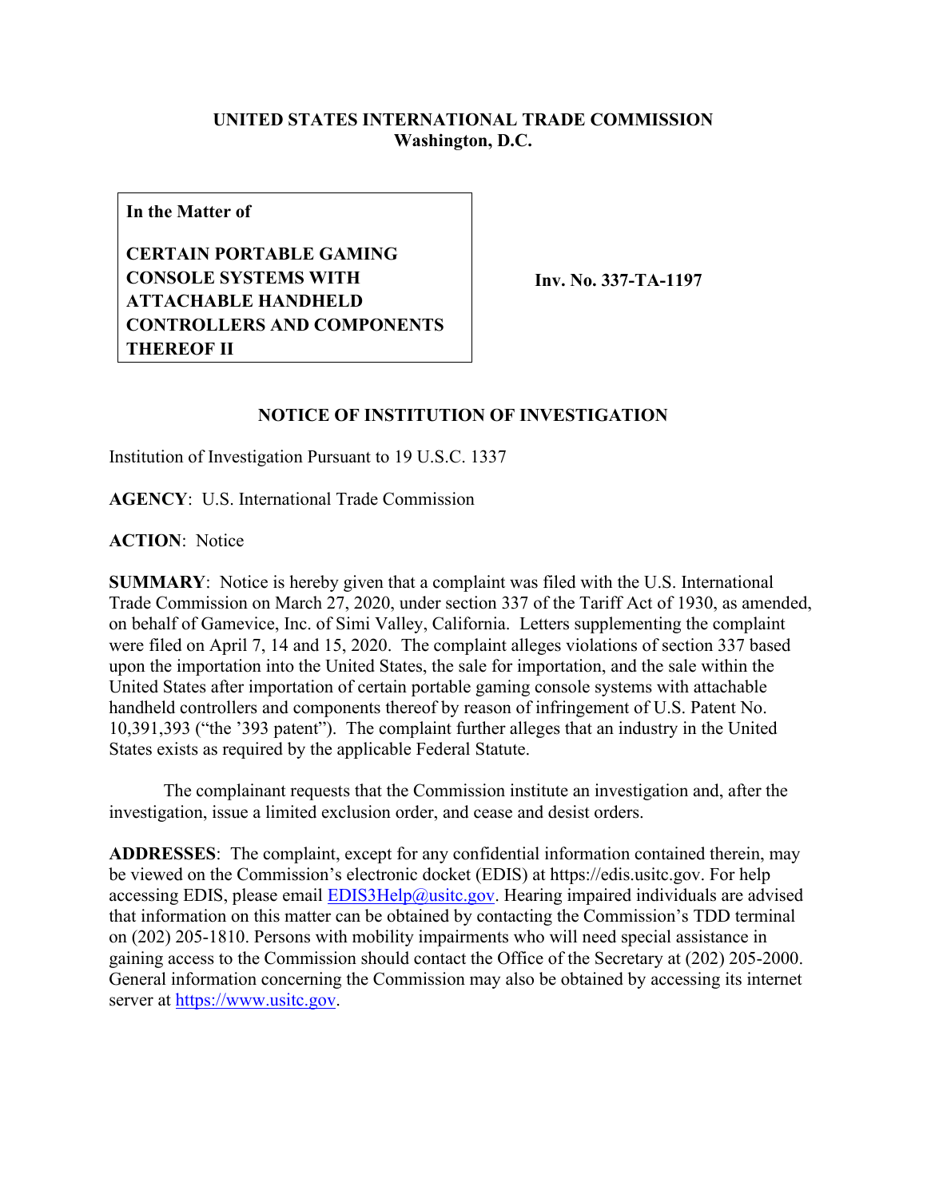**UNITED STATES INTERNATIONAL TRADE COMMISSION**
**Washington, D.C.**

**In the Matter of**

**CERTAIN PORTABLE GAMING CONSOLE SYSTEMS WITH ATTACHABLE HANDHELD CONTROLLERS AND COMPONENTS THEREOF II**

**Inv. No. 337-TA-1197**

## NOTICE OF INSTITUTION OF INVESTIGATION

Institution of Investigation Pursuant to 19 U.S.C. 1337

**AGENCY**: U.S. International Trade Commission

**ACTION**: Notice

**SUMMARY**: Notice is hereby given that a complaint was filed with the U.S. International Trade Commission on March 27, 2020, under section 337 of the Tariff Act of 1930, as amended, on behalf of Gamevice, Inc. of Simi Valley, California. Letters supplementing the complaint were filed on April 7, 14 and 15, 2020. The complaint alleges violations of section 337 based upon the importation into the United States, the sale for importation, and the sale within the United States after importation of certain portable gaming console systems with attachable handheld controllers and components thereof by reason of infringement of U.S. Patent No. 10,391,393 ("the '393 patent"). The complaint further alleges that an industry in the United States exists as required by the applicable Federal Statute.

The complainant requests that the Commission institute an investigation and, after the investigation, issue a limited exclusion order, and cease and desist orders.

**ADDRESSES**: The complaint, except for any confidential information contained therein, may be viewed on the Commission's electronic docket (EDIS) at https://edis.usitc.gov. For help accessing EDIS, please email EDIS3Help@usitc.gov. Hearing impaired individuals are advised that information on this matter can be obtained by contacting the Commission's TDD terminal on (202) 205-1810. Persons with mobility impairments who will need special assistance in gaining access to the Commission should contact the Office of the Secretary at (202) 205-2000. General information concerning the Commission may also be obtained by accessing its internet server at https://www.usitc.gov.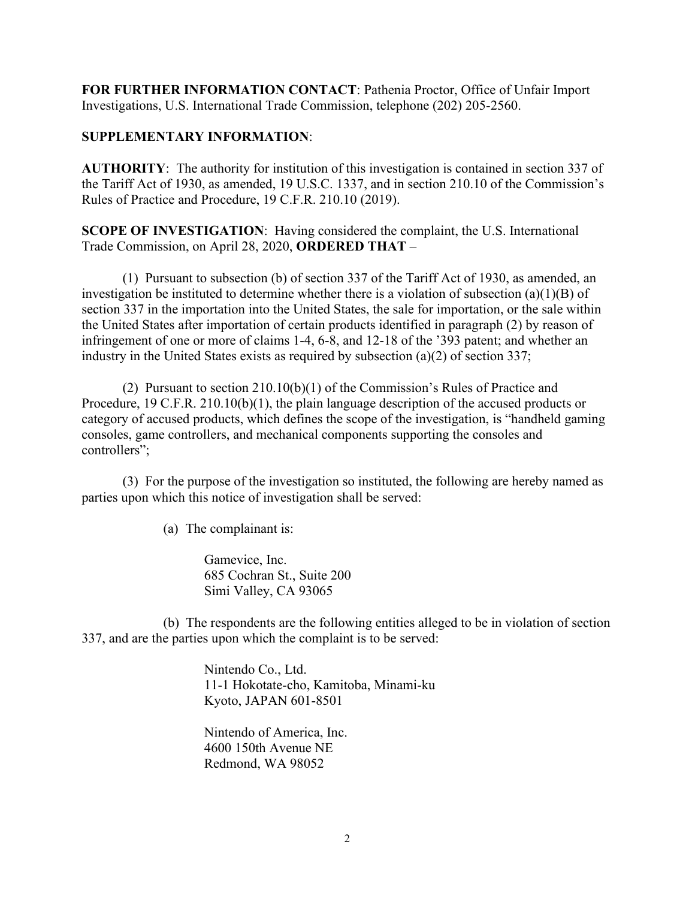**FOR FURTHER INFORMATION CONTACT**: Pathenia Proctor, Office of Unfair Import Investigations, U.S. International Trade Commission, telephone (202) 205-2560.

**SUPPLEMENTARY INFORMATION**:

**AUTHORITY**: The authority for institution of this investigation is contained in section 337 of the Tariff Act of 1930, as amended, 19 U.S.C. 1337, and in section 210.10 of the Commission's Rules of Practice and Procedure, 19 C.F.R. 210.10 (2019).

**SCOPE OF INVESTIGATION**: Having considered the complaint, the U.S. International Trade Commission, on April 28, 2020, **ORDERED THAT** –

(1) Pursuant to subsection (b) of section 337 of the Tariff Act of 1930, as amended, an investigation be instituted to determine whether there is a violation of subsection (a)(1)(B) of section 337 in the importation into the United States, the sale for importation, or the sale within the United States after importation of certain products identified in paragraph (2) by reason of infringement of one or more of claims 1-4, 6-8, and 12-18 of the '393 patent; and whether an industry in the United States exists as required by subsection (a)(2) of section 337;

(2) Pursuant to section 210.10(b)(1) of the Commission's Rules of Practice and Procedure, 19 C.F.R. 210.10(b)(1), the plain language description of the accused products or category of accused products, which defines the scope of the investigation, is "handheld gaming consoles, game controllers, and mechanical components supporting the consoles and controllers";

(3) For the purpose of the investigation so instituted, the following are hereby named as parties upon which this notice of investigation shall be served:

(a) The complainant is:

Gamevice, Inc.
685 Cochran St., Suite 200
Simi Valley, CA 93065

(b) The respondents are the following entities alleged to be in violation of section 337, and are the parties upon which the complaint is to be served:

Nintendo Co., Ltd.
11-1 Hokotate-cho, Kamitoba, Minami-ku
Kyoto, JAPAN 601-8501

Nintendo of America, Inc.
4600 150th Avenue NE
Redmond, WA 98052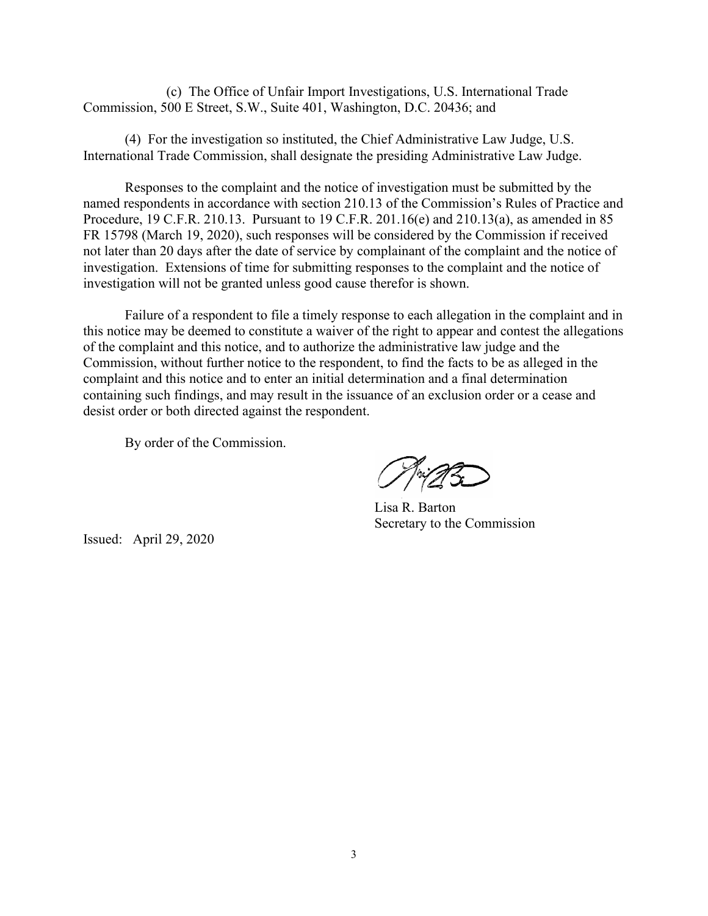(c) The Office of Unfair Import Investigations, U.S. International Trade Commission, 500 E Street, S.W., Suite 401, Washington, D.C. 20436; and

(4) For the investigation so instituted, the Chief Administrative Law Judge, U.S. International Trade Commission, shall designate the presiding Administrative Law Judge.

Responses to the complaint and the notice of investigation must be submitted by the named respondents in accordance with section 210.13 of the Commission's Rules of Practice and Procedure, 19 C.F.R. 210.13. Pursuant to 19 C.F.R. 201.16(e) and 210.13(a), as amended in 85 FR 15798 (March 19, 2020), such responses will be considered by the Commission if received not later than 20 days after the date of service by complainant of the complaint and the notice of investigation. Extensions of time for submitting responses to the complaint and the notice of investigation will not be granted unless good cause therefor is shown.

Failure of a respondent to file a timely response to each allegation in the complaint and in this notice may be deemed to constitute a waiver of the right to appear and contest the allegations of the complaint and this notice, and to authorize the administrative law judge and the Commission, without further notice to the respondent, to find the facts to be as alleged in the complaint and this notice and to enter an initial determination and a final determination containing such findings, and may result in the issuance of an exclusion order or a cease and desist order or both directed against the respondent.

By order of the Commission.

Lisa R. Barton
Secretary to the Commission

Issued: April 29, 2020